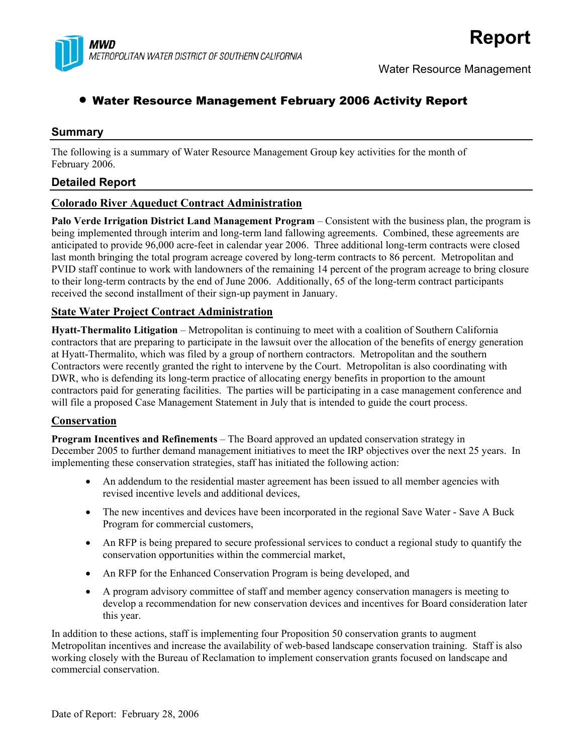MWD
METROPOLITAN WATER DISTRICT OF SOUTHERN CALIFORNIA

# Report

Water Resource Management

## • Water Resource Management February 2006 Activity Report

### Summary

The following is a summary of Water Resource Management Group key activities for the month of February 2006.

### Detailed Report

#### Colorado River Aqueduct Contract Administration

**Palo Verde Irrigation District Land Management Program** – Consistent with the business plan, the program is being implemented through interim and long-term land fallowing agreements. Combined, these agreements are anticipated to provide 96,000 acre-feet in calendar year 2006. Three additional long-term contracts were closed last month bringing the total program acreage covered by long-term contracts to 86 percent. Metropolitan and PVID staff continue to work with landowners of the remaining 14 percent of the program acreage to bring closure to their long-term contracts by the end of June 2006. Additionally, 65 of the long-term contract participants received the second installment of their sign-up payment in January.

#### State Water Project Contract Administration

**Hyatt-Thermalito Litigation** – Metropolitan is continuing to meet with a coalition of Southern California contractors that are preparing to participate in the lawsuit over the allocation of the benefits of energy generation at Hyatt-Thermalito, which was filed by a group of northern contractors. Metropolitan and the southern Contractors were recently granted the right to intervene by the Court. Metropolitan is also coordinating with DWR, who is defending its long-term practice of allocating energy benefits in proportion to the amount contractors paid for generating facilities. The parties will be participating in a case management conference and will file a proposed Case Management Statement in July that is intended to guide the court process.

#### Conservation

**Program Incentives and Refinements** – The Board approved an updated conservation strategy in December 2005 to further demand management initiatives to meet the IRP objectives over the next 25 years. In implementing these conservation strategies, staff has initiated the following action:

- An addendum to the residential master agreement has been issued to all member agencies with revised incentive levels and additional devices,
- The new incentives and devices have been incorporated in the regional Save Water - Save A Buck Program for commercial customers,
- An RFP is being prepared to secure professional services to conduct a regional study to quantify the conservation opportunities within the commercial market,
- An RFP for the Enhanced Conservation Program is being developed, and
- A program advisory committee of staff and member agency conservation managers is meeting to develop a recommendation for new conservation devices and incentives for Board consideration later this year.

In addition to these actions, staff is implementing four Proposition 50 conservation grants to augment Metropolitan incentives and increase the availability of web-based landscape conservation training. Staff is also working closely with the Bureau of Reclamation to implement conservation grants focused on landscape and commercial conservation.

Date of Report: February 28, 2006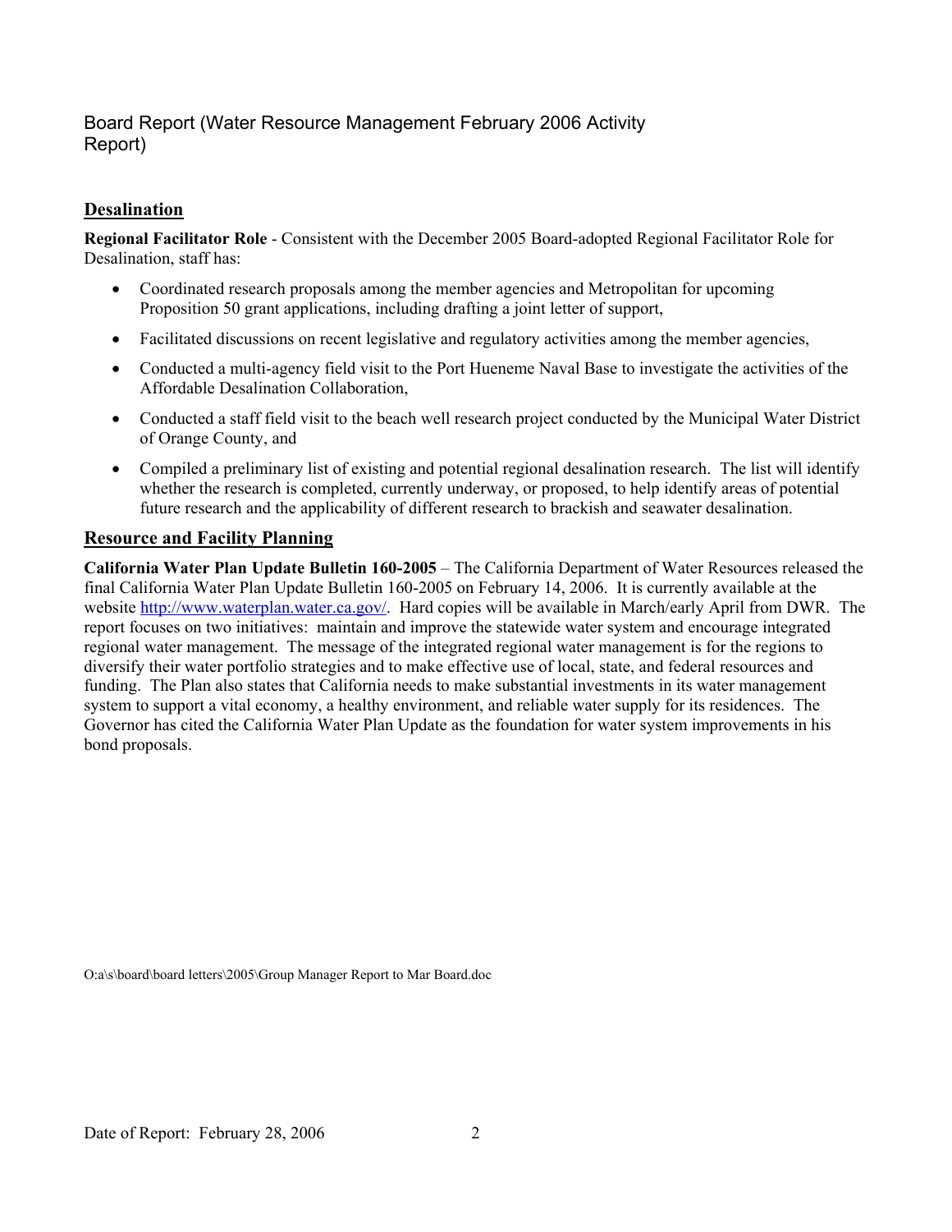Board Report (Water Resource Management February 2006 Activity Report)

## Desalination

**Regional Facilitator Role** - Consistent with the December 2005 Board-adopted Regional Facilitator Role for Desalination, staff has:

- Coordinated research proposals among the member agencies and Metropolitan for upcoming Proposition 50 grant applications, including drafting a joint letter of support,
- Facilitated discussions on recent legislative and regulatory activities among the member agencies,
- Conducted a multi-agency field visit to the Port Hueneme Naval Base to investigate the activities of the Affordable Desalination Collaboration,
- Conducted a staff field visit to the beach well research project conducted by the Municipal Water District of Orange County, and
- Compiled a preliminary list of existing and potential regional desalination research. The list will identify whether the research is completed, currently underway, or proposed, to help identify areas of potential future research and the applicability of different research to brackish and seawater desalination.

## Resource and Facility Planning

**California Water Plan Update Bulletin 160-2005** – The California Department of Water Resources released the final California Water Plan Update Bulletin 160-2005 on February 14, 2006. It is currently available at the website http://www.waterplan.water.ca.gov/. Hard copies will be available in March/early April from DWR. The report focuses on two initiatives: maintain and improve the statewide water system and encourage integrated regional water management. The message of the integrated regional water management is for the regions to diversify their water portfolio strategies and to make effective use of local, state, and federal resources and funding. The Plan also states that California needs to make substantial investments in its water management system to support a vital economy, a healthy environment, and reliable water supply for its residences. The Governor has cited the California Water Plan Update as the foundation for water system improvements in his bond proposals.

O:a\s\board\board letters\2005\Group Manager Report to Mar Board.doc

Date of Report: February 28, 2006